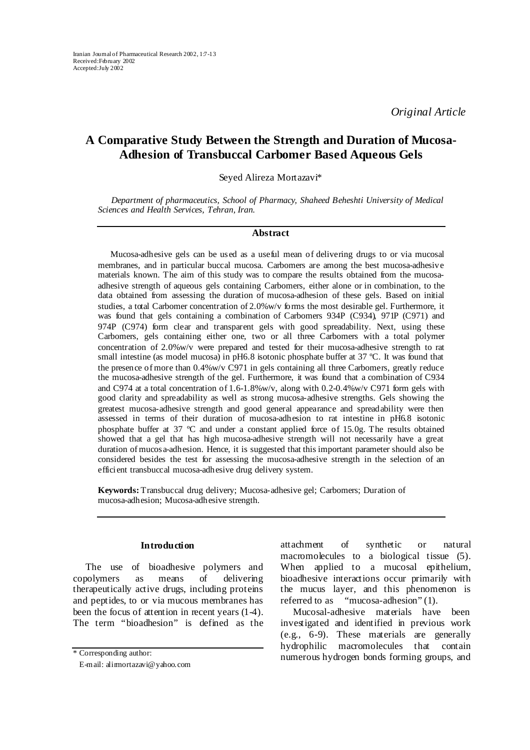*Original Article*

# A Comparative Study Between the Strength and Duration of Mucosa-Adhesion of Transbuccal Carbomer Based Aqueous Gels

Seyed Alireza Mortazavi*

*Department of pharmaceutics, School of Pharmacy, Shaheed Beheshti University of Medical Sciences and Health Services, Tehran, Iran.*

## Abstract

Mucosa-adhesive gels can be used as a useful mean of delivering drugs to or via mucosal membranes, and in particular buccal mucosa. Carbomers are among the best mucosa-adhesive materials known. The aim of this study was to compare the results obtained from the mucosa-adhesive strength of aqueous gels containing Carbomers, either alone or in combination, to the data obtained from assessing the duration of mucosa-adhesion of these gels. Based on initial studies, a total Carbomer concentration of 2.0%w/v forms the most desirable gel. Furthermore, it was found that gels containing a combination of Carbomers 934P (C934), 971P (C971) and 974P (C974) form clear and transparent gels with good spreadability. Next, using these Carbomers, gels containing either one, two or all three Carbomers with a total polymer concentration of 2.0%w/v were prepared and tested for their mucosa-adhesive strength to rat small intestine (as model mucosa) in pH6.8 isotonic phosphate buffer at 37 ºC. It was found that the presence of more than 0.4%w/v C971 in gels containing all three Carbomers, greatly reduce the mucosa-adhesive strength of the gel. Furthermore, it was found that a combination of C934 and C974 at a total concentration of 1.6-1.8%w/v, along with 0.2-0.4%w/v C971 form gels with good clarity and spreadability as well as strong mucosa-adhesive strengths. Gels showing the greatest mucosa-adhesive strength and good general appearance and spreadability were then assessed in terms of their duration of mucosa-adhesion to rat intestine in pH6.8 isotonic phosphate buffer at 37 ºC and under a constant applied force of 15.0g. The results obtained showed that a gel that has high mucosa-adhesive strength will not necessarily have a great duration of mucosa-adhesion. Hence, it is suggested that this important parameter should also be considered besides the test for assessing the mucosa-adhesive strength in the selection of an efficient transbuccal mucosa-adhesive drug delivery system.

**Keywords:** Transbuccal drug delivery; Mucosa-adhesive gel; Carbomers; Duration of mucosa-adhesion; Mucosa-adhesive strength.

## Introduction

The use of bioadhesive polymers and copolymers as means of delivering therapeutically active drugs, including proteins and peptides, to or via mucous membranes has been the focus of attention in recent years (1-4). The term "bioadhesion" is defined as the attachment of synthetic or natural macromolecules to a biological tissue (5). When applied to a mucosal epithelium, bioadhesive interactions occur primarily with the mucus layer, and this phenomenon is referred to as "mucosa-adhesion" (1).

Mucosal-adhesive materials have been investigated and identified in previous work (e.g., 6-9). These materials are generally hydrophilic macromolecules that contain numerous hydrogen bonds forming groups, and

\* Corresponding author:
E-mail: alimortazavi@yahoo.com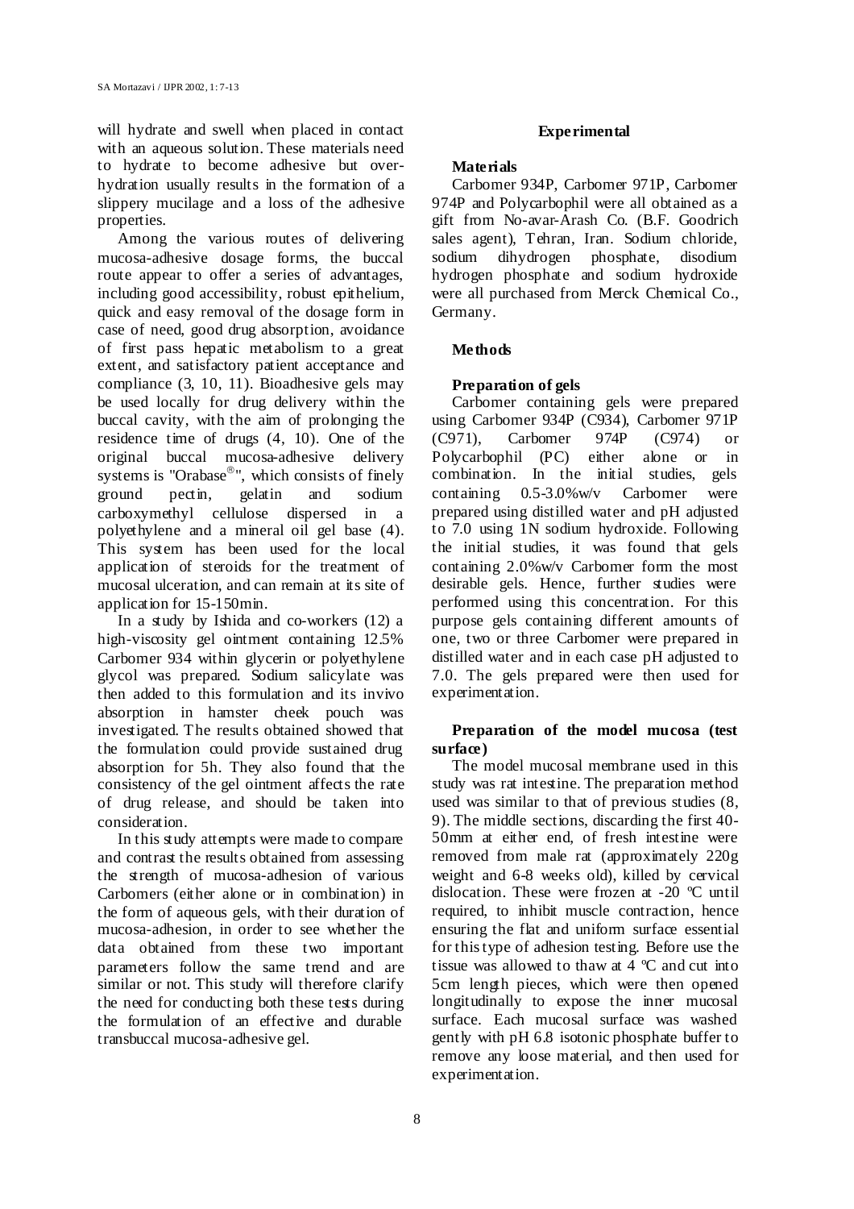will hydrate and swell when placed in contact with an aqueous solution. These materials need to hydrate to become adhesive but over-hydration usually results in the formation of a slippery mucilage and a loss of the adhesive properties.

Among the various routes of delivering mucosa-adhesive dosage forms, the buccal route appear to offer a series of advantages, including good accessibility, robust epithelium, quick and easy removal of the dosage form in case of need, good drug absorption, avoidance of first pass hepatic metabolism to a great extent, and satisfactory patient acceptance and compliance (3, 10, 11). Bioadhesive gels may be used locally for drug delivery within the buccal cavity, with the aim of prolonging the residence time of drugs (4, 10). One of the original buccal mucosa-adhesive delivery systems is "Orabase®", which consists of finely ground pectin, gelatin and sodium carboxymethyl cellulose dispersed in a polyethylene and a mineral oil gel base (4). This system has been used for the local application of steroids for the treatment of mucosal ulceration, and can remain at its site of application for 15-150min.

In a study by Ishida and co-workers (12) a high-viscosity gel ointment containing 12.5% Carbomer 934 within glycerin or polyethylene glycol was prepared. Sodium salicylate was then added to this formulation and its invivo absorption in hamster cheek pouch was investigated. The results obtained showed that the formulation could provide sustained drug absorption for 5h. They also found that the consistency of the gel ointment affects the rate of drug release, and should be taken into consideration.

In this study attempts were made to compare and contrast the results obtained from assessing the strength of mucosa-adhesion of various Carbomers (either alone or in combination) in the form of aqueous gels, with their duration of mucosa-adhesion, in order to see whether the data obtained from these two important parameters follow the same trend and are similar or not. This study will therefore clarify the need for conducting both these tests during the formulation of an effective and durable transbuccal mucosa-adhesive gel.

## Experimental

### Materials

Carbomer 934P, Carbomer 971P, Carbomer 974P and Polycarbophil were all obtained as a gift from No-avar-Arash Co. (B.F. Goodrich sales agent), Tehran, Iran. Sodium chloride, sodium dihydrogen phosphate, disodium hydrogen phosphate and sodium hydroxide were all purchased from Merck Chemical Co., Germany.

### Methods

#### Preparation of gels

Carbomer containing gels were prepared using Carbomer 934P (C934), Carbomer 971P (C971), Carbomer 974P (C974) or Polycarbophil (PC) either alone or in combination. In the initial studies, gels containing 0.5-3.0%w/v Carbomer were prepared using distilled water and pH adjusted to 7.0 using 1N sodium hydroxide. Following the initial studies, it was found that gels containing 2.0%w/v Carbomer form the most desirable gels. Hence, further studies were performed using this concentration. For this purpose gels containing different amounts of one, two or three Carbomer were prepared in distilled water and in each case pH adjusted to 7.0. The gels prepared were then used for experimentation.

#### Preparation of the model mucosa (test surface)

The model mucosal membrane used in this study was rat intestine. The preparation method used was similar to that of previous studies (8, 9). The middle sections, discarding the first 40-50mm at either end, of fresh intestine were removed from male rat (approximately 220g weight and 6-8 weeks old), killed by cervical dislocation. These were frozen at -20 ºC until required, to inhibit muscle contraction, hence ensuring the flat and uniform surface essential for this type of adhesion testing. Before use the tissue was allowed to thaw at 4 ºC and cut into 5cm length pieces, which were then opened longitudinally to expose the inner mucosal surface. Each mucosal surface was washed gently with pH 6.8 isotonic phosphate buffer to remove any loose material, and then used for experimentation.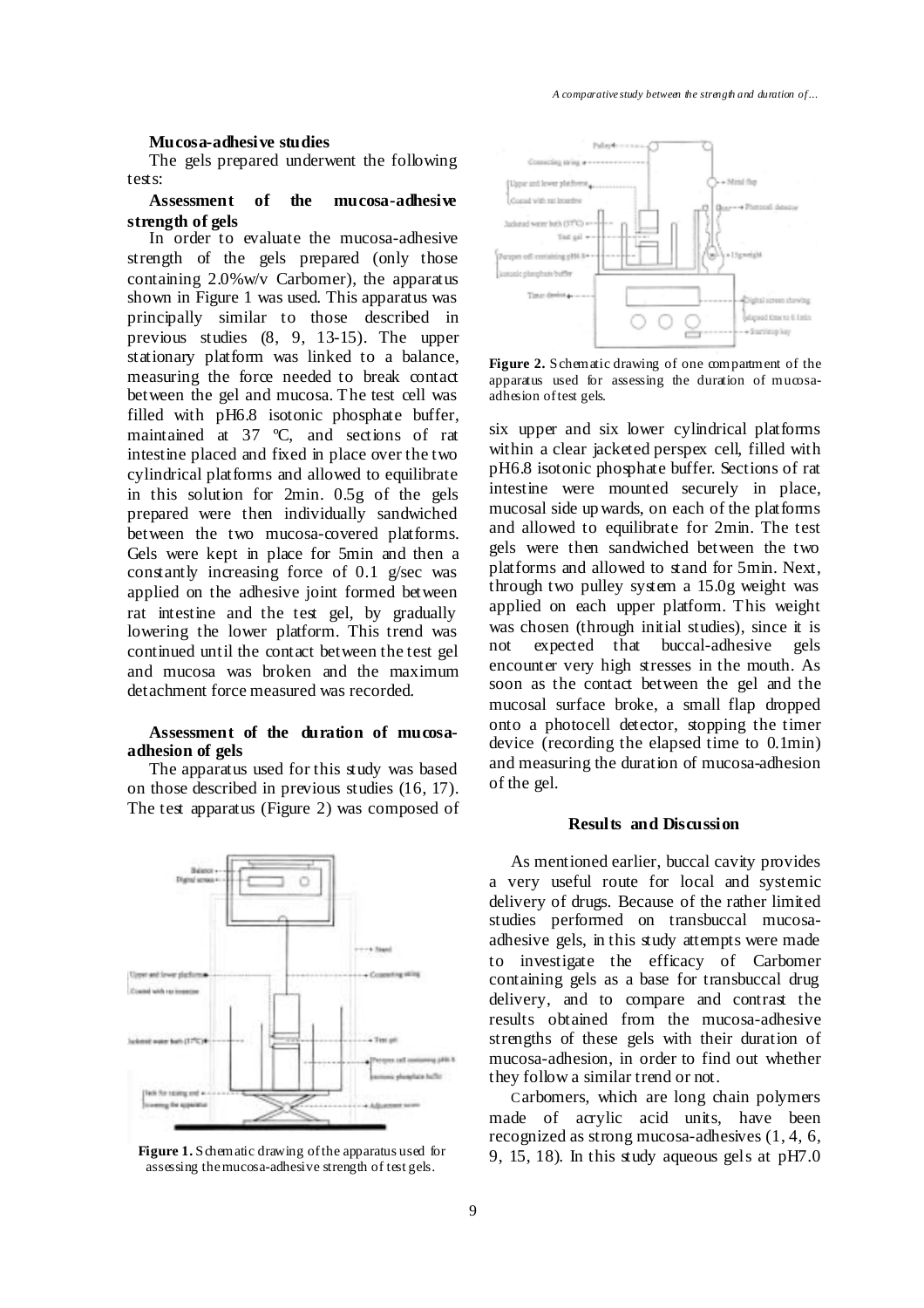### Mucosa-adhesive studies

The gels prepared underwent the following tests:

### Assessment of the mucosa-adhesive strength of gels

In order to evaluate the mucosa-adhesive strength of the gels prepared (only those containing 2.0%w/v Carbomer), the apparatus shown in Figure 1 was used. This apparatus was principally similar to those described in previous studies (8, 9, 13-15). The upper stationary platform was linked to a balance, measuring the force needed to break contact between the gel and mucosa. The test cell was filled with pH6.8 isotonic phosphate buffer, maintained at 37 ºC, and sections of rat intestine placed and fixed in place over the two cylindrical platforms and allowed to equilibrate in this solution for 2min. 0.5g of the gels prepared were then individually sandwiched between the two mucosa-covered platforms. Gels were kept in place for 5min and then a constantly increasing force of 0.1 g/sec was applied on the adhesive joint formed between rat intestine and the test gel, by gradually lowering the lower platform. This trend was continued until the contact between the test gel and mucosa was broken and the maximum detachment force measured was recorded.

### Assessment of the duration of mucosa-adhesion of gels

The apparatus used for this study was based on those described in previous studies (16, 17). The test apparatus (Figure 2) was composed of six upper and six lower cylindrical platforms within a clear jacketed perspex cell, filled with pH6.8 isotonic phosphate buffer. Sections of rat intestine were mounted securely in place, mucosal side upwards, on each of the platforms and allowed to equilibrate for 2min. The test gels were then sandwiched between the two platforms and allowed to stand for 5min. Next, through two pulley system a 15.0g weight was applied on each upper platform. This weight was chosen (through initial studies), since it is not expected that buccal-adhesive gels encounter very high stresses in the mouth. As soon as the contact between the gel and the mucosal surface broke, a small flap dropped onto a photocell detector, stopping the timer device (recording the elapsed time to 0.1min) and measuring the duration of mucosa-adhesion of the gel.

**Figure 1.** Schematic drawing of the apparatus used for assessing the mucosa-adhesive strength of test gels.

**Figure 2.** Schematic drawing of one compartment of the apparatus used for assessing the duration of mucosa-adhesion of test gels.

## Results and Discussion

As mentioned earlier, buccal cavity provides a very useful route for local and systemic delivery of drugs. Because of the rather limited studies performed on transbuccal mucosa-adhesive gels, in this study attempts were made to investigate the efficacy of Carbomer containing gels as a base for transbuccal drug delivery, and to compare and contrast the results obtained from the mucosa-adhesive strengths of these gels with their duration of mucosa-adhesion, in order to find out whether they follow a similar trend or not.

Carbomers, which are long chain polymers made of acrylic acid units, have been recognized as strong mucosa-adhesives (1, 4, 6, 9, 15, 18). In this study aqueous gels at pH7.0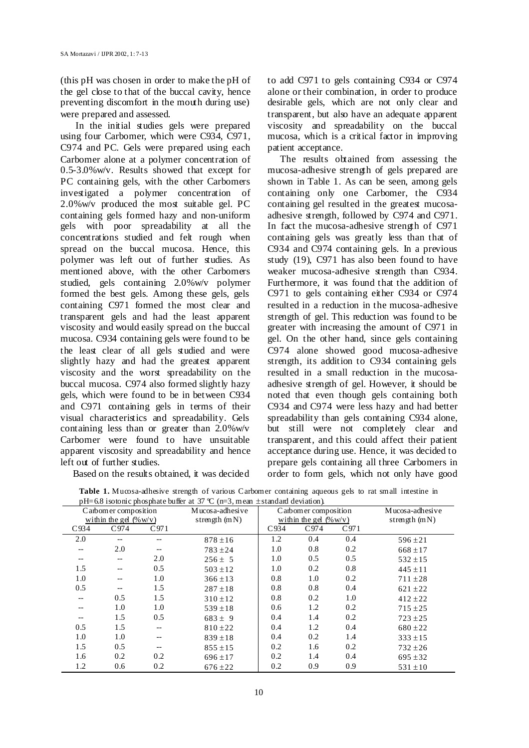(this pH was chosen in order to make the pH of the gel close to that of the buccal cavity, hence preventing discomfort in the mouth during use) were prepared and assessed.

In the initial studies gels were prepared using four Carbomer, which were C934, C971, C974 and PC. Gels were prepared using each Carbomer alone at a polymer concentration of 0.5-3.0%w/v. Results showed that except for PC containing gels, with the other Carbomers investigated a polymer concentration of 2.0%w/v produced the most suitable gel. PC containing gels formed hazy and non-uniform gels with poor spreadability at all the concentrations studied and felt rough when spread on the buccal mucosa. Hence, this polymer was left out of further studies. As mentioned above, with the other Carbomers studied, gels containing 2.0%w/v polymer formed the best gels. Among these gels, gels containing C971 formed the most clear and transparent gels and had the least apparent viscosity and would easily spread on the buccal mucosa. C934 containing gels were found to be the least clear of all gels studied and were slightly hazy and had the greatest apparent viscosity and the worst spreadability on the buccal mucosa. C974 also formed slightly hazy gels, which were found to be in between C934 and C971 containing gels in terms of their visual characteristics and spreadability. Gels containing less than or greater than 2.0%w/v Carbomer were found to have unsuitable apparent viscosity and spreadability and hence left out of further studies.

Based on the results obtained, it was decided to add C971 to gels containing C934 or C974 alone or their combination, in order to produce desirable gels, which are not only clear and transparent, but also have an adequate apparent viscosity and spreadability on the buccal mucosa, which is a critical factor in improving patient acceptance.

The results obtained from assessing the mucosa-adhesive strength of gels prepared are shown in Table 1. As can be seen, among gels containing only one Carbomer, the C934 containing gel resulted in the greatest mucosa-adhesive strength, followed by C974 and C971. In fact the mucosa-adhesive strength of C971 containing gels was greatly less than that of C934 and C974 containing gels. In a previous study (19), C971 has also been found to have weaker mucosa-adhesive strength than C934. Furthermore, it was found that the addition of C971 to gels containing either C934 or C974 resulted in a reduction in the mucosa-adhesive strength of gel. This reduction was found to be greater with increasing the amount of C971 in gel. On the other hand, since gels containing C974 alone showed good mucosa-adhesive strength, its addition to C934 containing gels resulted in a small reduction in the mucosa-adhesive strength of gel. However, it should be noted that even though gels containing both C934 and C974 were less hazy and had better spreadability than gels containing C934 alone, but still were not completely clear and transparent, and this could affect their patient acceptance during use. Hence, it was decided to prepare gels containing all three Carbomers in order to form gels, which not only have good

**Table 1.** Mucosa-adhesive strength of various Carbomer containing aqueous gels to rat small intestine in pH=6.8 isotonic phosphate buffer at 37 °C (n=3, mean ± standard deviation).

| Carbomer composition within the gel (%w/v) | | | Mucosa-adhesive strength (mN) | Carbomer composition within the gel (%w/v) | | | Mucosa-adhesive strength (mN) |
|---|---|---|---|---|---|---|---|
| C934 | C974 | C971 | | C934 | C974 | C971 | |
| 2.0 | -- | -- | 878 ± 16 | 1.2 | 0.4 | 0.4 | 596 ± 21 |
| -- | 2.0 | -- | 783 ± 24 | 1.0 | 0.8 | 0.2 | 668 ± 17 |
| -- | -- | 2.0 | 256 ± 5 | 1.0 | 0.5 | 0.5 | 532 ± 15 |
| 1.5 | -- | 0.5 | 503 ± 12 | 1.0 | 0.2 | 0.8 | 445 ± 11 |
| 1.0 | -- | 1.0 | 366 ± 13 | 0.8 | 1.0 | 0.2 | 711 ± 28 |
| 0.5 | -- | 1.5 | 287 ± 18 | 0.8 | 0.8 | 0.4 | 621 ± 22 |
| -- | 0.5 | 1.5 | 310 ± 12 | 0.8 | 0.2 | 1.0 | 412 ± 22 |
| -- | 1.0 | 1.0 | 539 ± 18 | 0.6 | 1.2 | 0.2 | 715 ± 25 |
| -- | 1.5 | 0.5 | 683 ± 9 | 0.4 | 1.4 | 0.2 | 723 ± 25 |
| 0.5 | 1.5 | -- | 810 ± 22 | 0.4 | 1.2 | 0.4 | 680 ± 22 |
| 1.0 | 1.0 | -- | 839 ± 18 | 0.4 | 0.2 | 1.4 | 333 ± 15 |
| 1.5 | 0.5 | -- | 855 ± 15 | 0.2 | 1.6 | 0.2 | 732 ± 26 |
| 1.6 | 0.2 | 0.2 | 696 ± 17 | 0.2 | 1.4 | 0.4 | 695 ± 32 |
| 1.2 | 0.6 | 0.2 | 676 ± 22 | 0.2 | 0.9 | 0.9 | 531 ± 10 |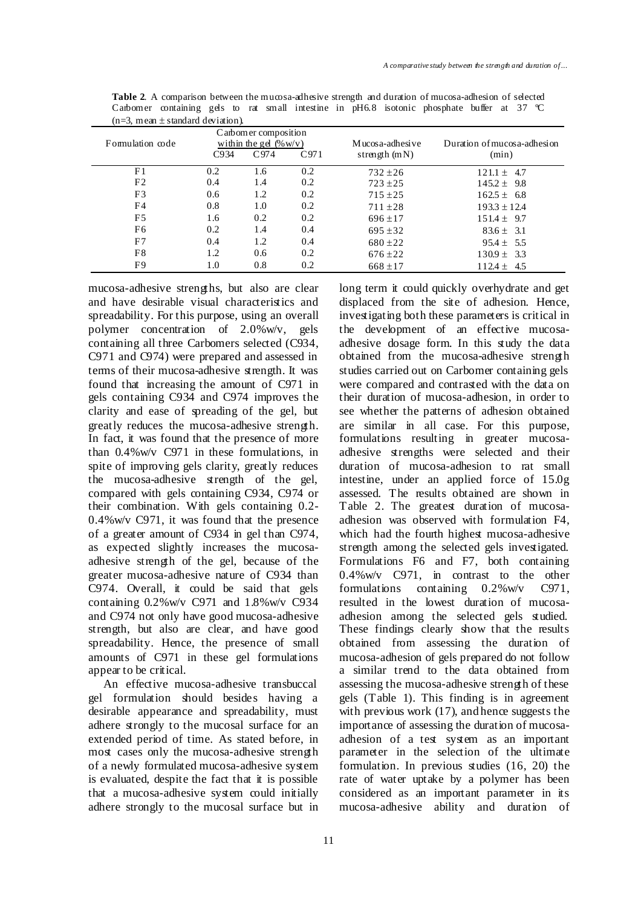**Table 2**. A comparison between the mucosa-adhesive strength and duration of mucosa-adhesion of selected Carbomer containing gels to rat small intestine in pH6.8 isotonic phosphate buffer at 37 ℃ (n=3, mean ± standard deviation).

| Formulation code | Carbomer composition within the gel (%w/v) | | | Mucosa-adhesive strength (mN) | Duration of mucosa-adhesion (min) |
|---|---|---|---|---|---|
| | C934 | C974 | C971 | | |
| F1 | 0.2 | 1.6 | 0.2 | 732 ± 26 | 121.1 ± 4.7 |
| F2 | 0.4 | 1.4 | 0.2 | 723 ± 25 | 145.2 ± 9.8 |
| F3 | 0.6 | 1.2 | 0.2 | 715 ± 25 | 162.5 ± 6.8 |
| F4 | 0.8 | 1.0 | 0.2 | 711 ± 28 | 193.3 ± 12.4 |
| F5 | 1.6 | 0.2 | 0.2 | 696 ± 17 | 151.4 ± 9.7 |
| F6 | 0.2 | 1.4 | 0.4 | 695 ± 32 | 83.6 ± 3.1 |
| F7 | 0.4 | 1.2 | 0.4 | 680 ± 22 | 95.4 ± 5.5 |
| F8 | 1.2 | 0.6 | 0.2 | 676 ± 22 | 130.9 ± 3.3 |
| F9 | 1.0 | 0.8 | 0.2 | 668 ± 17 | 112.4 ± 4.5 |

mucosa-adhesive strengths, but also are clear and have desirable visual characteristics and spreadability. For this purpose, using an overall polymer concentration of 2.0%w/v, gels containing all three Carbomers selected (C934, C971 and C974) were prepared and assessed in terms of their mucosa-adhesive strength. It was found that increasing the amount of C971 in gels containing C934 and C974 improves the clarity and ease of spreading of the gel, but greatly reduces the mucosa-adhesive strength. In fact, it was found that the presence of more than 0.4%w/v C971 in these formulations, in spite of improving gels clarity, greatly reduces the mucosa-adhesive strength of the gel, compared with gels containing C934, C974 or their combination. With gels containing 0.2-0.4%w/v C971, it was found that the presence of a greater amount of C934 in gel than C974, as expected slightly increases the mucosa-adhesive strength of the gel, because of the greater mucosa-adhesive nature of C934 than C974. Overall, it could be said that gels containing 0.2%w/v C971 and 1.8%w/v C934 and C974 not only have good mucosa-adhesive strength, but also are clear, and have good spreadability. Hence, the presence of small amounts of C971 in these gel formulations appear to be critical.

An effective mucosa-adhesive transbuccal gel formulation should besides having a desirable appearance and spreadability, must adhere strongly to the mucosal surface for an extended period of time. As stated before, in most cases only the mucosa-adhesive strength of a newly formulated mucosa-adhesive system is evaluated, despite the fact that it is possible that a mucosa-adhesive system could initially adhere strongly to the mucosal surface but in long term it could quickly overhydrate and get displaced from the site of adhesion. Hence, investigating both these parameters is critical in the development of an effective mucosa-adhesive dosage form. In this study the data obtained from the mucosa-adhesive strength studies carried out on Carbomer containing gels were compared and contrasted with the data on their duration of mucosa-adhesion, in order to see whether the patterns of adhesion obtained are similar in all case. For this purpose, formulations resulting in greater mucosa-adhesive strengths were selected and their duration of mucosa-adhesion to rat small intestine, under an applied force of 15.0g assessed. The results obtained are shown in Table 2. The greatest duration of mucosa-adhesion was observed with formulation F4, which had the fourth highest mucosa-adhesive strength among the selected gels investigated. Formulations F6 and F7, both containing 0.4%w/v C971, in contrast to the other formulations containing 0.2%w/v C971, resulted in the lowest duration of mucosa-adhesion among the selected gels studied. These findings clearly show that the results obtained from assessing the duration of mucosa-adhesion of gels prepared do not follow a similar trend to the data obtained from assessing the mucosa-adhesive strength of these gels (Table 1). This finding is in agreement with previous work (17), and hence suggests the importance of assessing the duration of mucosa-adhesion of a test system as an important parameter in the selection of the ultimate formulation. In previous studies (16, 20) the rate of water uptake by a polymer has been considered as an important parameter in its mucosa-adhesive ability and duration of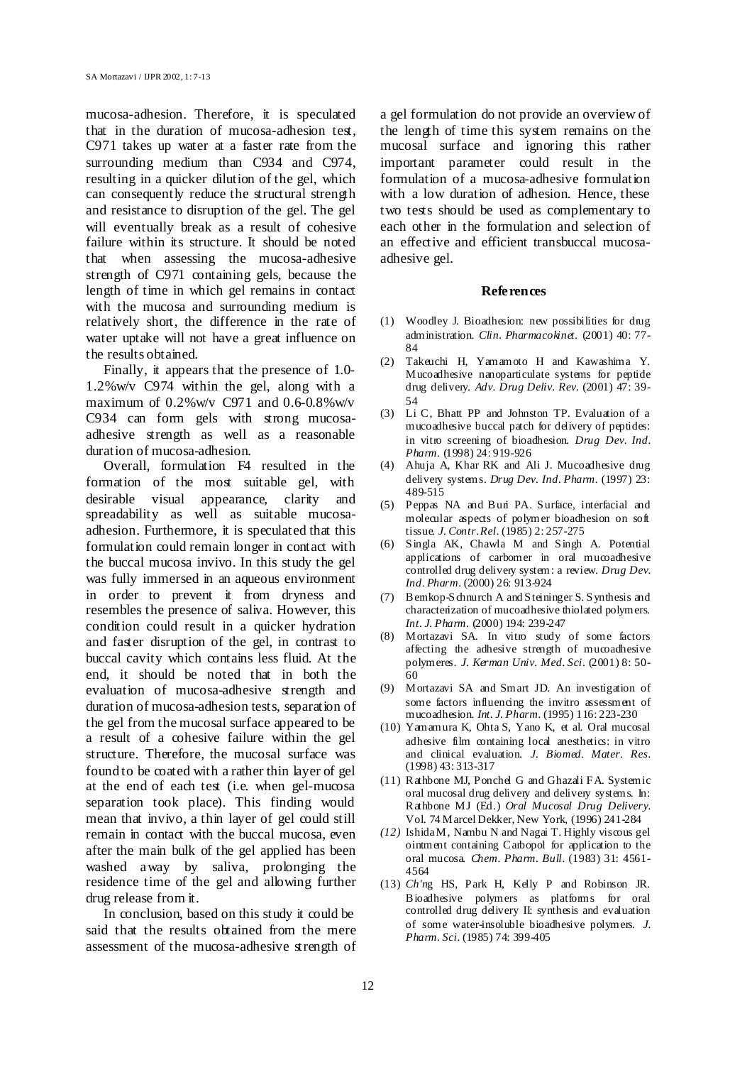mucosa-adhesion. Therefore, it is speculated that in the duration of mucosa-adhesion test, C971 takes up water at a faster rate from the surrounding medium than C934 and C974, resulting in a quicker dilution of the gel, which can consequently reduce the structural strength and resistance to disruption of the gel. The gel will eventually break as a result of cohesive failure within its structure. It should be noted that when assessing the mucosa-adhesive strength of C971 containing gels, because the length of time in which gel remains in contact with the mucosa and surrounding medium is relatively short, the difference in the rate of water uptake will not have a great influence on the results obtained.

Finally, it appears that the presence of 1.0-1.2%w/v C974 within the gel, along with a maximum of 0.2%w/v C971 and 0.6-0.8%w/v C934 can form gels with strong mucosa-adhesive strength as well as a reasonable duration of mucosa-adhesion.

Overall, formulation F4 resulted in the formation of the most suitable gel, with desirable visual appearance, clarity and spreadability as well as suitable mucosa-adhesion. Furthermore, it is speculated that this formulation could remain longer in contact with the buccal mucosa invivo. In this study the gel was fully immersed in an aqueous environment in order to prevent it from dryness and resembles the presence of saliva. However, this condition could result in a quicker hydration and faster disruption of the gel, in contrast to buccal cavity which contains less fluid. At the end, it should be noted that in both the evaluation of mucosa-adhesive strength and duration of mucosa-adhesion tests, separation of the gel from the mucosal surface appeared to be a result of a cohesive failure within the gel structure. Therefore, the mucosal surface was found to be coated with a rather thin layer of gel at the end of each test (i.e. when gel-mucosa separation took place). This finding would mean that invivo, a thin layer of gel could still remain in contact with the buccal mucosa, even after the main bulk of the gel applied has been washed away by saliva, prolonging the residence time of the gel and allowing further drug release from it.

In conclusion, based on this study it could be said that the results obtained from the mere assessment of the mucosa-adhesive strength of a gel formulation do not provide an overview of the length of time this system remains on the mucosal surface and ignoring this rather important parameter could result in the formulation of a mucosa-adhesive formulation with a low duration of adhesion. Hence, these two tests should be used as complementary to each other in the formulation and selection of an effective and efficient transbuccal mucosa-adhesive gel.

## References

(1) Woodley J. Bioadhesion: new possibilities for drug administration. *Clin. Pharmacokinet.* (2001) 40: 77-84

(2) Takeuchi H, Yamamoto H and Kawashima Y. Mucoadhesive nanoparticulate systems for peptide drug delivery. *Adv. Drug Deliv. Rev.* (2001) 47: 39-54

(3) Li C, Bhatt PP and Johnston TP. Evaluation of a mucoadhesive buccal patch for delivery of peptides: in vitro screening of bioadhesion. *Drug Dev. Ind. Pharm.* (1998) 24: 919-926

(4) Ahuja A, Khar RK and Ali J. Mucoadhesive drug delivery systems. *Drug Dev. Ind. Pharm.* (1997) 23: 489-515

(5) Peppas NA and Buri PA. Surface, interfacial and molecular aspects of polymer bioadhesion on soft tissue. *J. Contr. Rel.* (1985) 2: 257-275

(6) Singla AK, Chawla M and Singh A. Potential applications of carbomer in oral mucoadhesive controlled drug delivery system: a review. *Drug Dev. Ind. Pharm.* (2000) 26: 913-924

(7) Bernkop-Schnurch A and Steininger S. Synthesis and characterization of mucoadhesive thiolated polymers. *Int. J. Pharm.* (2000) 194: 239-247

(8) Mortazavi SA. In vitro study of some factors affecting the adhesive strength of mucoadhesive polymeres. *J. Kerman Univ. Med. Sci.* (2001) 8: 50-60

(9) Mortazavi SA and Smart JD. An investigation of some factors influencing the invitro assessment of mucoadhesion. *Int. J. Pharm.* (1995) 116: 223-230

(10) Yamamura K, Ohta S, Yano K, et al. Oral mucosal adhesive film containing local anesthetics: in vitro and clinical evaluation. *J. Biomed. Mater. Res.* (1998) 43: 313-317

(11) Rathbone MJ, Ponchel G and Ghazali FA. Systemic oral mucosal drug delivery and delivery systems. In: Rathbone MJ (Ed.) *Oral Mucosal Drug Delivery.* Vol. 74 Marcel Dekker, New York, (1996) 241-284

*(12)* Ishida M, Nambu N and Nagai T. Highly viscous gel ointment containing Carbopol for application to the oral mucosa. *Chem. Pharm. Bull.* (1983) 31: 4561-4564

(13) *Ch'n*g HS, Park H, Kelly P and Robinson JR. Bioadhesive polymers as platforms for oral controlled drug delivery II: synthesis and evaluation of some water-insoluble bioadhesive polymers. *J. Pharm. Sci.* (1985) 74: 399-405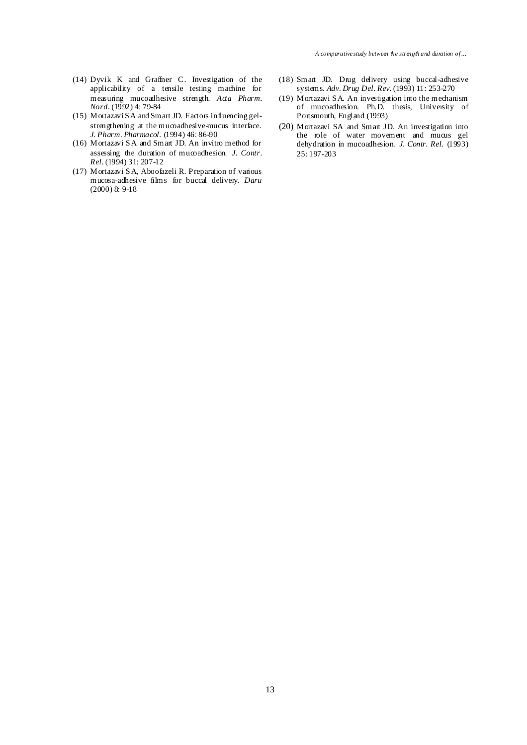(14) Dyvik K and Graffner C. Investigation of the applicability of a tensile testing machine for measuring mucoadhesive strength. *Acta Pharm. Nord.* (1992) 4: 79-84

(15) Mortazavi SA and Smart JD. Factors influencing gel-strengthening at the mucoadhesive-mucus interface. *J. Pharm. Pharmacol.* (1994) 46: 86-90

(16) Mortazavi SA and Smart JD. An invitro method for assessing the duration of mucoadhesion. *J. Contr. Rel.* (1994) 31: 207-12

(17) Mortazavi SA, Aboofazeli R. Preparation of various mucosa-adhesive films for buccal delivery. *Daru* (2000) 8: 9-18

(18) Smart JD. Drug delivery using buccal-adhesive systems. *Adv. Drug Del. Rev.* (1993) 11: 253-270

(19) Mortazavi SA. An investigation into the mechanism of mucoadhesion. Ph.D. thesis, University of Portsmouth, England (1993)

(20) Mortazavi SA and Smart JD. An investigation into the role of water movement and mucus gel dehydration in mucoadhesion. *J. Contr. Rel.* (1993) 25: 197-203